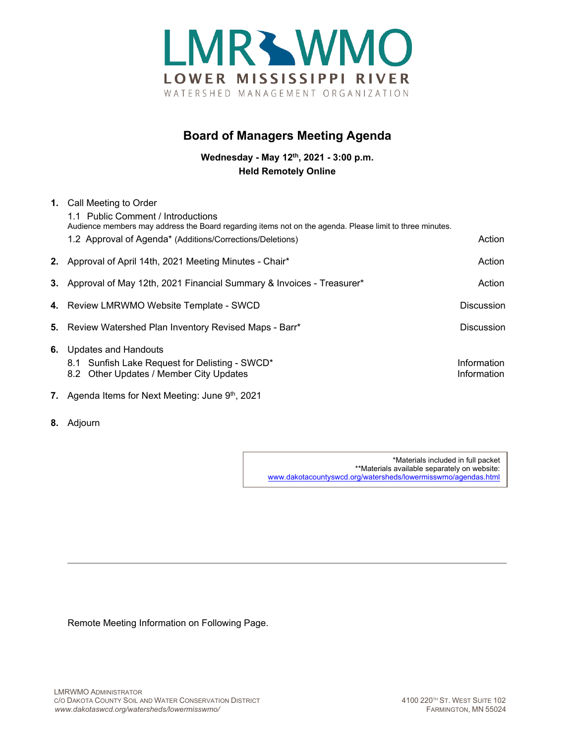# LMRWMO

**LOWER MISSISSIPPI RIVER**

WATERSHED MANAGEMENT ORGANIZATION

## Board of Managers Meeting Agenda

**Wednesday - May 12th, 2021 - 3:00 p.m.**
**Held Remotely Online**

| | | |
|---|---|---|
| **1.** | Call Meeting to Order | |
| | 1.1 Public Comment / Introductions<br>Audience members may address the Board regarding items not on the agenda. Please limit to three minutes. | |
| | 1.2 Approval of Agenda* (Additions/Corrections/Deletions) | Action |
| **2.** | Approval of April 14th, 2021 Meeting Minutes - Chair* | Action |
| **3.** | Approval of May 12th, 2021 Financial Summary & Invoices - Treasurer* | Action |
| **4.** | Review LMRWMO Website Template - SWCD | Discussion |
| **5.** | Review Watershed Plan Inventory Revised Maps - Barr* | Discussion |
| **6.** | Updates and Handouts | |
| | 8.1 Sunfish Lake Request for Delisting - SWCD* | Information |
| | 8.2 Other Updates / Member City Updates | Information |
| **7.** | Agenda Items for Next Meeting: June 9th, 2021 | |
| **8.** | Adjourn | |

*Materials included in full packet
**Materials available separately on website:
www.dakotacountyswcd.org/watersheds/lowermisswmo/agendas.html

---

Remote Meeting Information on Following Page.

LMRWMO ADMINISTRATOR
C/O DAKOTA COUNTY SOIL AND WATER CONSERVATION DISTRICT
*www.dakotaswcd.org/watersheds/lowermisswmo/*

4100 220TH ST. WEST SUITE 102
FARMINGTON, MN 55024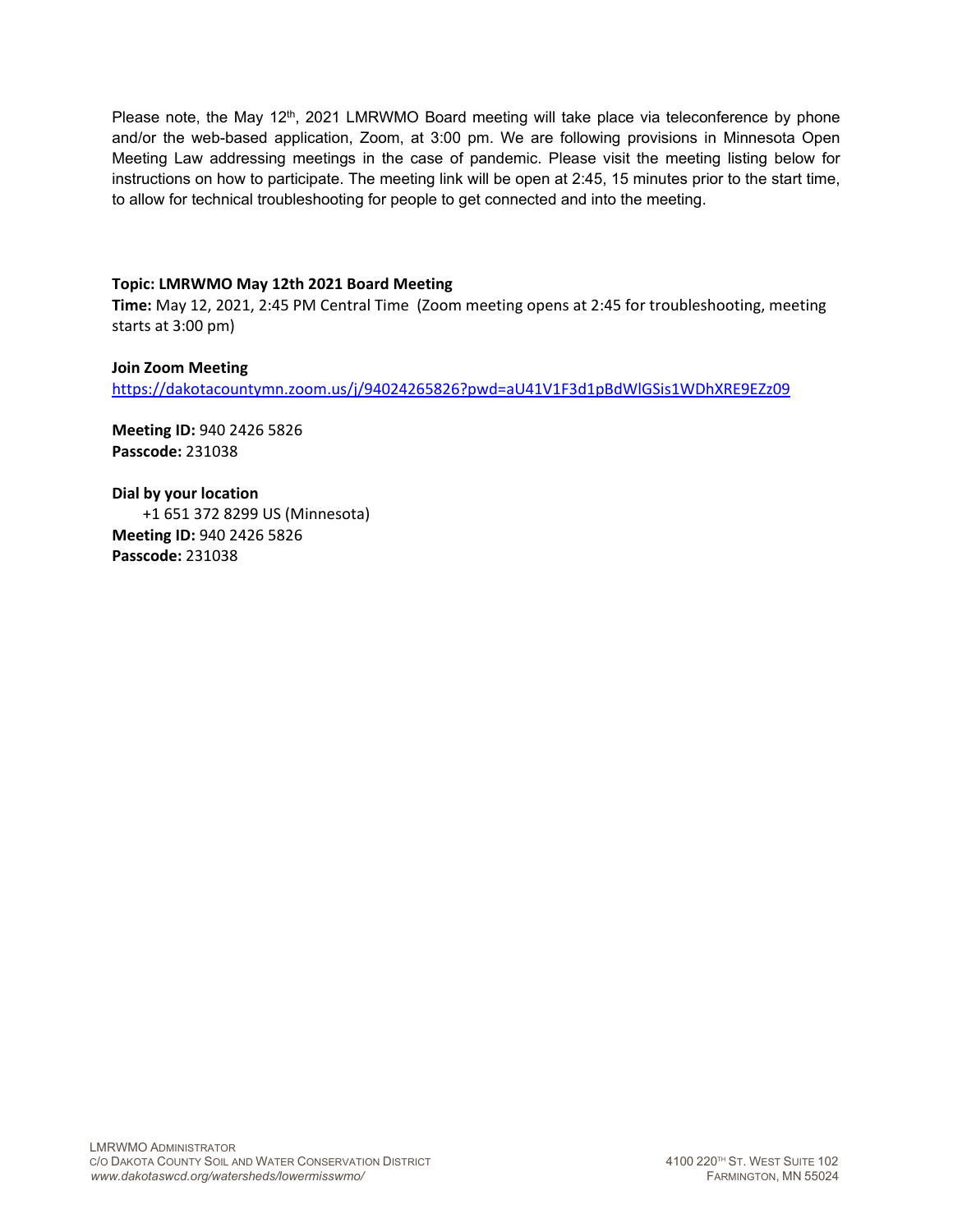Please note, the May 12th, 2021 LMRWMO Board meeting will take place via teleconference by phone and/or the web-based application, Zoom, at 3:00 pm. We are following provisions in Minnesota Open Meeting Law addressing meetings in the case of pandemic. Please visit the meeting listing below for instructions on how to participate. The meeting link will be open at 2:45, 15 minutes prior to the start time, to allow for technical troubleshooting for people to get connected and into the meeting.

**Topic: LMRWMO May 12th 2021 Board Meeting**
**Time:** May 12, 2021, 2:45 PM Central Time (Zoom meeting opens at 2:45 for troubleshooting, meeting starts at 3:00 pm)

**Join Zoom Meeting**
https://dakotacountymn.zoom.us/j/94024265826?pwd=aU41V1F3d1pBdWlGSis1WDhXRE9EZz09

**Meeting ID:** 940 2426 5826
**Passcode:** 231038

**Dial by your location**
+1 651 372 8299 US (Minnesota)
**Meeting ID:** 940 2426 5826
**Passcode:** 231038

LMRWMO Administrator
c/o Dakota County Soil and Water Conservation District
*www.dakotaswcd.org/watersheds/lowermisswmo/*

4100 220th St. West Suite 102
Farmington, MN 55024